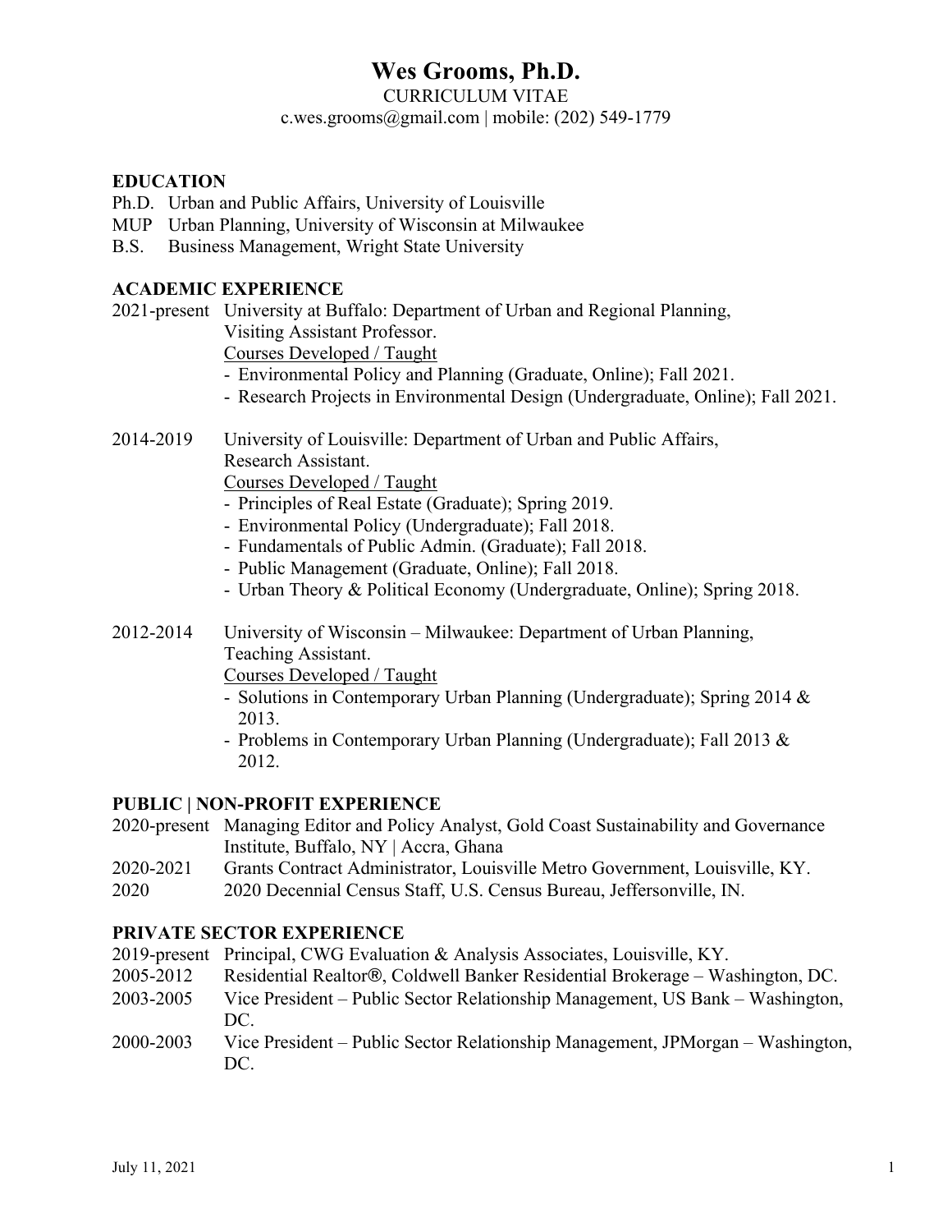# Wes Grooms, Ph.D.

CURRICULUM VITAE

c.wes.grooms@gmail.com | mobile: (202) 549-1779

## EDUCATION

Ph.D. Urban and Public Affairs, University of Louisville
MUP Urban Planning, University of Wisconsin at Milwaukee
B.S. Business Management, Wright State University

## ACADEMIC EXPERIENCE

2021-present University at Buffalo: Department of Urban and Regional Planning, Visiting Assistant Professor.

Courses Developed / Taught

- Environmental Policy and Planning (Graduate, Online); Fall 2021.
- Research Projects in Environmental Design (Undergraduate, Online); Fall 2021.

2014-2019 University of Louisville: Department of Urban and Public Affairs, Research Assistant.

Courses Developed / Taught

- Principles of Real Estate (Graduate); Spring 2019.
- Environmental Policy (Undergraduate); Fall 2018.
- Fundamentals of Public Admin. (Graduate); Fall 2018.
- Public Management (Graduate, Online); Fall 2018.
- Urban Theory & Political Economy (Undergraduate, Online); Spring 2018.

2012-2014 University of Wisconsin – Milwaukee: Department of Urban Planning, Teaching Assistant.

Courses Developed / Taught

- Solutions in Contemporary Urban Planning (Undergraduate); Spring 2014 & 2013.
- Problems in Contemporary Urban Planning (Undergraduate); Fall 2013 & 2012.

## PUBLIC | NON-PROFIT EXPERIENCE

2020-present Managing Editor and Policy Analyst, Gold Coast Sustainability and Governance Institute, Buffalo, NY | Accra, Ghana
2020-2021 Grants Contract Administrator, Louisville Metro Government, Louisville, KY.
2020 2020 Decennial Census Staff, U.S. Census Bureau, Jeffersonville, IN.

## PRIVATE SECTOR EXPERIENCE

2019-present Principal, CWG Evaluation & Analysis Associates, Louisville, KY.
2005-2012 Residential Realtor®, Coldwell Banker Residential Brokerage – Washington, DC.
2003-2005 Vice President – Public Sector Relationship Management, US Bank – Washington, DC.
2000-2003 Vice President – Public Sector Relationship Management, JPMorgan – Washington, DC.

July 11, 2021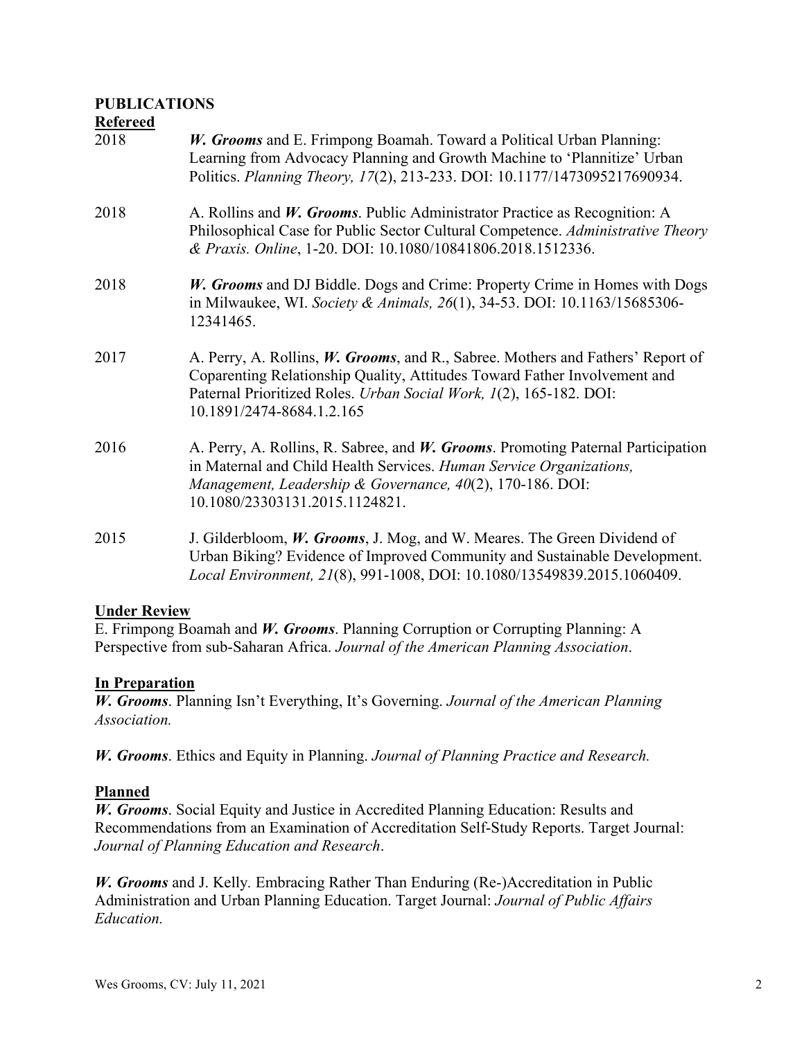**PUBLICATIONS**

**Refereed**

2018 — ***W. Grooms*** and E. Frimpong Boamah. Toward a Political Urban Planning: Learning from Advocacy Planning and Growth Machine to 'Plannitize' Urban Politics. *Planning Theory, 17*(2), 213-233. DOI: 10.1177/1473095217690934.

2018 — A. Rollins and ***W. Grooms***. Public Administrator Practice as Recognition: A Philosophical Case for Public Sector Cultural Competence. *Administrative Theory & Praxis. Online*, 1-20. DOI: 10.1080/10841806.2018.1512336.

2018 — ***W. Grooms*** and DJ Biddle. Dogs and Crime: Property Crime in Homes with Dogs in Milwaukee, WI. *Society & Animals, 26*(1), 34-53. DOI: 10.1163/15685306-12341465.

2017 — A. Perry, A. Rollins, ***W. Grooms***, and R., Sabree. Mothers and Fathers' Report of Coparenting Relationship Quality, Attitudes Toward Father Involvement and Paternal Prioritized Roles. *Urban Social Work, 1*(2), 165-182. DOI: 10.1891/2474-8684.1.2.165

2016 — A. Perry, A. Rollins, R. Sabree, and ***W. Grooms***. Promoting Paternal Participation in Maternal and Child Health Services. *Human Service Organizations, Management, Leadership & Governance, 40*(2), 170-186. DOI: 10.1080/23303131.2015.1124821.

2015 — J. Gilderbloom, ***W. Grooms***, J. Mog, and W. Meares. The Green Dividend of Urban Biking? Evidence of Improved Community and Sustainable Development. *Local Environment, 21*(8), 991-1008, DOI: 10.1080/13549839.2015.1060409.

**Under Review**

E. Frimpong Boamah and ***W. Grooms***. Planning Corruption or Corrupting Planning: A Perspective from sub-Saharan Africa. *Journal of the American Planning Association*.

**In Preparation**

***W. Grooms***. Planning Isn't Everything, It's Governing. *Journal of the American Planning Association.*

***W. Grooms***. Ethics and Equity in Planning. *Journal of Planning Practice and Research.*

**Planned**

***W. Grooms***. Social Equity and Justice in Accredited Planning Education: Results and Recommendations from an Examination of Accreditation Self-Study Reports. Target Journal: *Journal of Planning Education and Research*.

***W. Grooms*** and J. Kelly. Embracing Rather Than Enduring (Re-)Accreditation in Public Administration and Urban Planning Education. Target Journal: *Journal of Public Affairs Education.*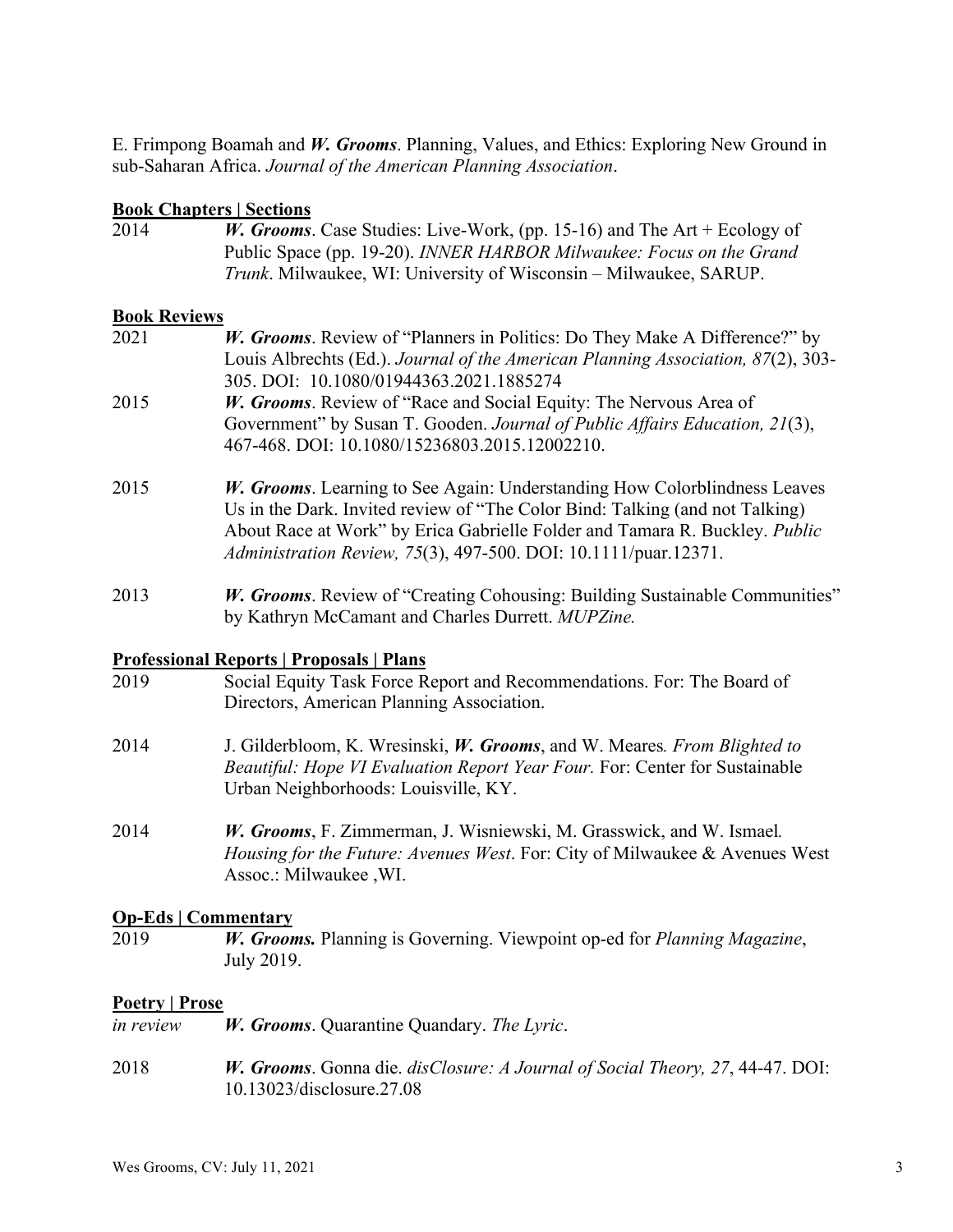E. Frimpong Boamah and ***W. Grooms***. Planning, Values, and Ethics: Exploring New Ground in sub-Saharan Africa. *Journal of the American Planning Association*.

## Book Chapters | Sections

2014 ***W. Grooms***. Case Studies: Live-Work, (pp. 15-16) and The Art + Ecology of Public Space (pp. 19-20). *INNER HARBOR Milwaukee: Focus on the Grand Trunk*. Milwaukee, WI: University of Wisconsin – Milwaukee, SARUP.

## Book Reviews

2021 ***W. Grooms***. Review of "Planners in Politics: Do They Make A Difference?" by Louis Albrechts (Ed.). *Journal of the American Planning Association, 87*(2), 303-305. DOI: 10.1080/01944363.2021.1885274

2015 ***W. Grooms***. Review of "Race and Social Equity: The Nervous Area of Government" by Susan T. Gooden. *Journal of Public Affairs Education, 21*(3), 467-468. DOI: 10.1080/15236803.2015.12002210.

2015 ***W. Grooms***. Learning to See Again: Understanding How Colorblindness Leaves Us in the Dark. Invited review of "The Color Bind: Talking (and not Talking) About Race at Work" by Erica Gabrielle Folder and Tamara R. Buckley. *Public Administration Review, 75*(3), 497-500. DOI: 10.1111/puar.12371.

2013 ***W. Grooms***. Review of "Creating Cohousing: Building Sustainable Communities" by Kathryn McCamant and Charles Durrett. *MUPZine.*

## Professional Reports | Proposals | Plans

2019 Social Equity Task Force Report and Recommendations. For: The Board of Directors, American Planning Association.

2014 J. Gilderbloom, K. Wresinski, ***W. Grooms***, and W. Meares*. From Blighted to Beautiful: Hope VI Evaluation Report Year Four.* For: Center for Sustainable Urban Neighborhoods: Louisville, KY.

2014 ***W. Grooms***, F. Zimmerman, J. Wisniewski, M. Grasswick, and W. Ismael*. Housing for the Future: Avenues West*. For: City of Milwaukee & Avenues West Assoc.: Milwaukee ,WI.

## Op-Eds | Commentary

2019 ***W. Grooms.*** Planning is Governing. Viewpoint op-ed for *Planning Magazine*, July 2019.

## Poetry | Prose

*in review* ***W. Grooms***. Quarantine Quandary. *The Lyric*.

2018 ***W. Grooms***. Gonna die. *disClosure: A Journal of Social Theory, 27*, 44-47. DOI: 10.13023/disclosure.27.08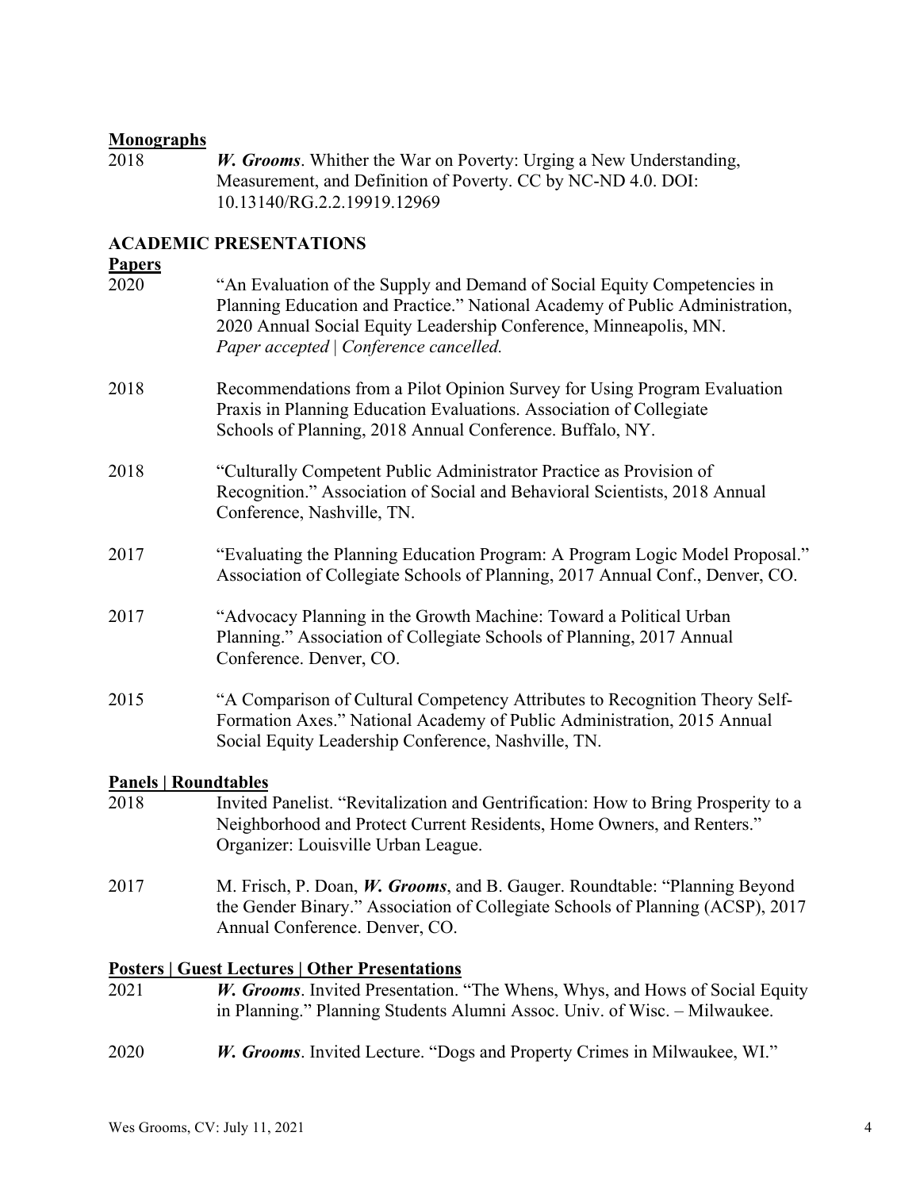**Monographs**

2018 ***W. Grooms***. Whither the War on Poverty: Urging a New Understanding, Measurement, and Definition of Poverty. CC by NC-ND 4.0. DOI: 10.13140/RG.2.2.19919.12969

## ACADEMIC PRESENTATIONS

**Papers**

2020 "An Evaluation of the Supply and Demand of Social Equity Competencies in Planning Education and Practice." National Academy of Public Administration, 2020 Annual Social Equity Leadership Conference, Minneapolis, MN. *Paper accepted | Conference cancelled.*

2018 Recommendations from a Pilot Opinion Survey for Using Program Evaluation Praxis in Planning Education Evaluations. Association of Collegiate Schools of Planning, 2018 Annual Conference. Buffalo, NY.

2018 "Culturally Competent Public Administrator Practice as Provision of Recognition." Association of Social and Behavioral Scientists, 2018 Annual Conference, Nashville, TN.

2017 "Evaluating the Planning Education Program: A Program Logic Model Proposal." Association of Collegiate Schools of Planning, 2017 Annual Conf., Denver, CO.

2017 "Advocacy Planning in the Growth Machine: Toward a Political Urban Planning." Association of Collegiate Schools of Planning, 2017 Annual Conference. Denver, CO.

2015 "A Comparison of Cultural Competency Attributes to Recognition Theory Self-Formation Axes." National Academy of Public Administration, 2015 Annual Social Equity Leadership Conference, Nashville, TN.

**Panels | Roundtables**

2018 Invited Panelist. "Revitalization and Gentrification: How to Bring Prosperity to a Neighborhood and Protect Current Residents, Home Owners, and Renters." Organizer: Louisville Urban League.

2017 M. Frisch, P. Doan, ***W. Grooms***, and B. Gauger. Roundtable: "Planning Beyond the Gender Binary." Association of Collegiate Schools of Planning (ACSP), 2017 Annual Conference. Denver, CO.

**Posters | Guest Lectures | Other Presentations**

2021 ***W. Grooms***. Invited Presentation. "The Whens, Whys, and Hows of Social Equity in Planning." Planning Students Alumni Assoc. Univ. of Wisc. – Milwaukee.

2020 ***W. Grooms***. Invited Lecture. "Dogs and Property Crimes in Milwaukee, WI."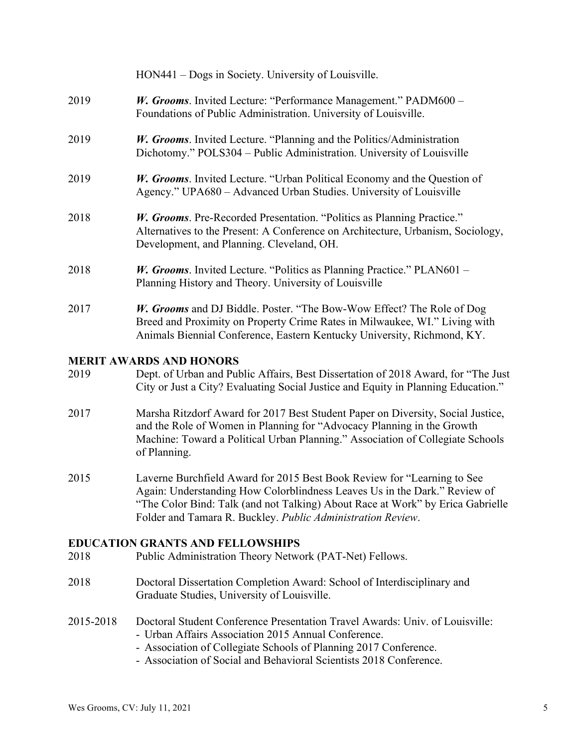HON441 – Dogs in Society. University of Louisville.

2019 ***W. Grooms***. Invited Lecture: "Performance Management." PADM600 – Foundations of Public Administration. University of Louisville.

2019 ***W. Grooms***. Invited Lecture. "Planning and the Politics/Administration Dichotomy." POLS304 – Public Administration. University of Louisville

2019 ***W. Grooms***. Invited Lecture. "Urban Political Economy and the Question of Agency." UPA680 – Advanced Urban Studies. University of Louisville

2018 ***W. Grooms***. Pre-Recorded Presentation. "Politics as Planning Practice." Alternatives to the Present: A Conference on Architecture, Urbanism, Sociology, Development, and Planning. Cleveland, OH.

2018 ***W. Grooms***. Invited Lecture. "Politics as Planning Practice." PLAN601 – Planning History and Theory. University of Louisville

2017 ***W. Grooms*** and DJ Biddle. Poster. "The Bow-Wow Effect? The Role of Dog Breed and Proximity on Property Crime Rates in Milwaukee, WI." Living with Animals Biennial Conference, Eastern Kentucky University, Richmond, KY.

## MERIT AWARDS AND HONORS

2019 Dept. of Urban and Public Affairs, Best Dissertation of 2018 Award, for "The Just City or Just a City? Evaluating Social Justice and Equity in Planning Education."

2017 Marsha Ritzdorf Award for 2017 Best Student Paper on Diversity, Social Justice, and the Role of Women in Planning for "Advocacy Planning in the Growth Machine: Toward a Political Urban Planning." Association of Collegiate Schools of Planning.

2015 Laverne Burchfield Award for 2015 Best Book Review for "Learning to See Again: Understanding How Colorblindness Leaves Us in the Dark." Review of "The Color Bind: Talk (and not Talking) About Race at Work" by Erica Gabrielle Folder and Tamara R. Buckley. *Public Administration Review*.

## EDUCATION GRANTS AND FELLOWSHIPS

2018 Public Administration Theory Network (PAT-Net) Fellows.

2018 Doctoral Dissertation Completion Award: School of Interdisciplinary and Graduate Studies, University of Louisville.

2015-2018 Doctoral Student Conference Presentation Travel Awards: Univ. of Louisville:

- Urban Affairs Association 2015 Annual Conference.
- Association of Collegiate Schools of Planning 2017 Conference.
- Association of Social and Behavioral Scientists 2018 Conference.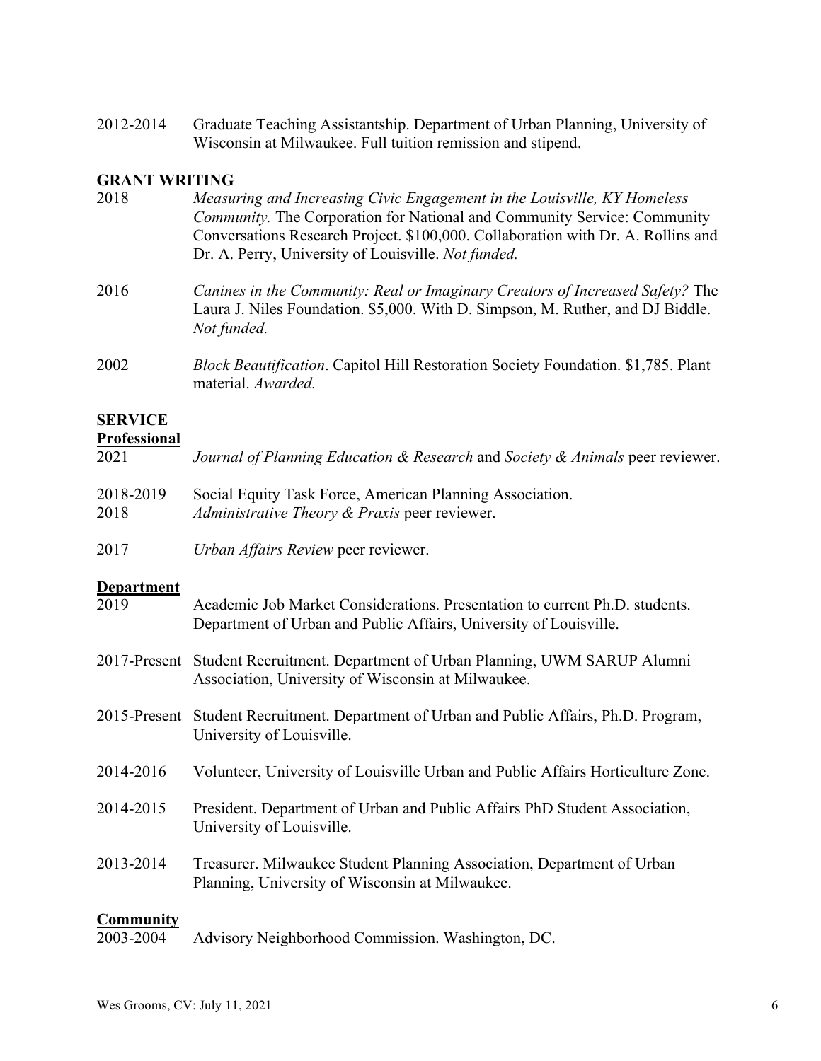2012-2014 Graduate Teaching Assistantship. Department of Urban Planning, University of Wisconsin at Milwaukee. Full tuition remission and stipend.

## GRANT WRITING

2018 *Measuring and Increasing Civic Engagement in the Louisville, KY Homeless Community.* The Corporation for National and Community Service: Community Conversations Research Project. $100,000. Collaboration with Dr. A. Rollins and Dr. A. Perry, University of Louisville. *Not funded.*

2016 *Canines in the Community: Real or Imaginary Creators of Increased Safety?* The Laura J. Niles Foundation. $5,000. With D. Simpson, M. Ruther, and DJ Biddle. *Not funded.*

2002 *Block Beautification*. Capitol Hill Restoration Society Foundation. $1,785. Plant material. *Awarded.*

## SERVICE

### Professional

2021 *Journal of Planning Education & Research* and *Society & Animals* peer reviewer.

2018-2019 Social Equity Task Force, American Planning Association.

2018 *Administrative Theory & Praxis* peer reviewer.

2017 *Urban Affairs Review* peer reviewer.

### Department

2019 Academic Job Market Considerations. Presentation to current Ph.D. students. Department of Urban and Public Affairs, University of Louisville.

2017-Present Student Recruitment. Department of Urban Planning, UWM SARUP Alumni Association, University of Wisconsin at Milwaukee.

2015-Present Student Recruitment. Department of Urban and Public Affairs, Ph.D. Program, University of Louisville.

2014-2016 Volunteer, University of Louisville Urban and Public Affairs Horticulture Zone.

2014-2015 President. Department of Urban and Public Affairs PhD Student Association, University of Louisville.

2013-2014 Treasurer. Milwaukee Student Planning Association, Department of Urban Planning, University of Wisconsin at Milwaukee.

### Community

2003-2004 Advisory Neighborhood Commission. Washington, DC.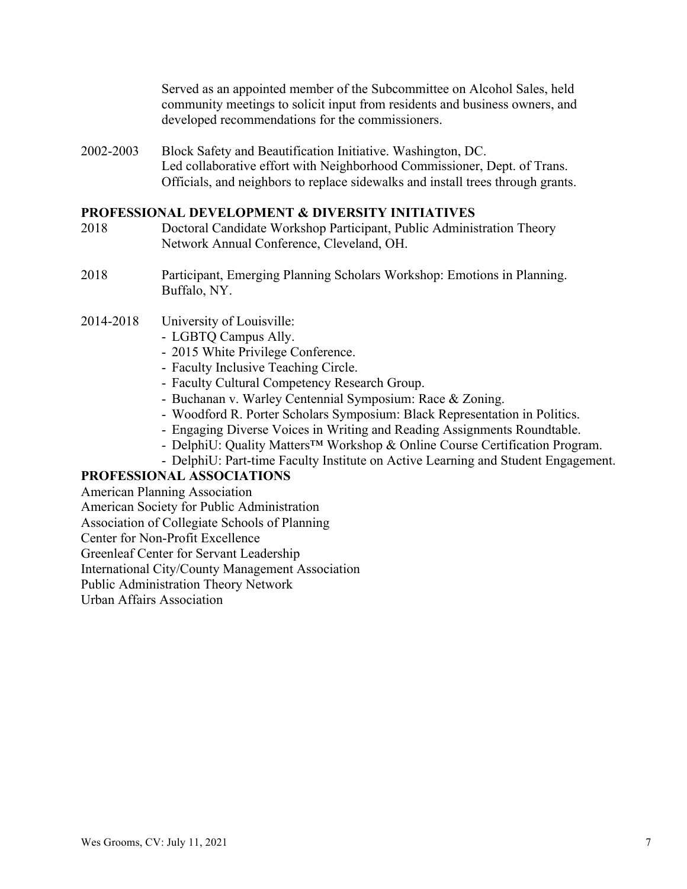Served as an appointed member of the Subcommittee on Alcohol Sales, held community meetings to solicit input from residents and business owners, and developed recommendations for the commissioners.

2002-2003 Block Safety and Beautification Initiative. Washington, DC.
Led collaborative effort with Neighborhood Commissioner, Dept. of Trans. Officials, and neighbors to replace sidewalks and install trees through grants.

## PROFESSIONAL DEVELOPMENT & DIVERSITY INITIATIVES

2018 Doctoral Candidate Workshop Participant, Public Administration Theory Network Annual Conference, Cleveland, OH.

2018 Participant, Emerging Planning Scholars Workshop: Emotions in Planning. Buffalo, NY.

2014-2018 University of Louisville:

- LGBTQ Campus Ally.
- 2015 White Privilege Conference.
- Faculty Inclusive Teaching Circle.
- Faculty Cultural Competency Research Group.
- Buchanan v. Warley Centennial Symposium: Race & Zoning.
- Woodford R. Porter Scholars Symposium: Black Representation in Politics.
- Engaging Diverse Voices in Writing and Reading Assignments Roundtable.
- DelphiU: Quality Matters™ Workshop & Online Course Certification Program.
- DelphiU: Part-time Faculty Institute on Active Learning and Student Engagement.

## PROFESSIONAL ASSOCIATIONS

American Planning Association
American Society for Public Administration
Association of Collegiate Schools of Planning
Center for Non-Profit Excellence
Greenleaf Center for Servant Leadership
International City/County Management Association
Public Administration Theory Network
Urban Affairs Association